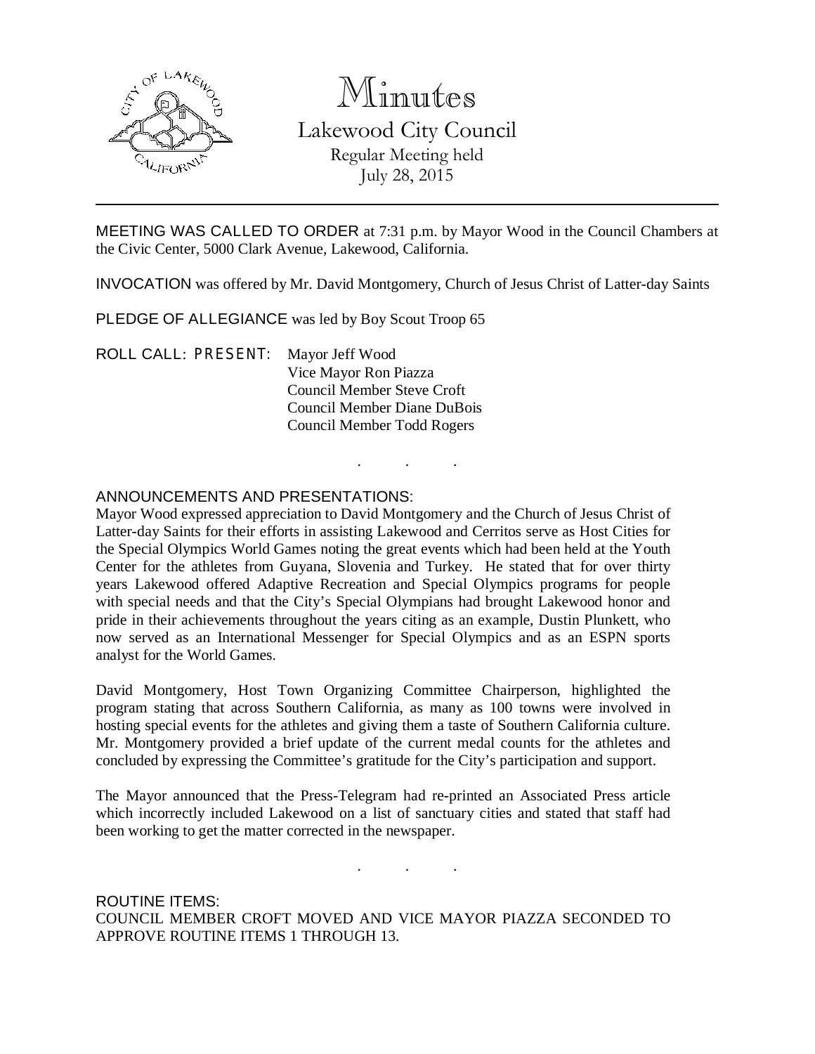# Minutes

## Lakewood City Council

Regular Meeting held
July 28, 2015

---

MEETING WAS CALLED TO ORDER at 7:31 p.m. by Mayor Wood in the Council Chambers at the Civic Center, 5000 Clark Avenue, Lakewood, California.

INVOCATION was offered by Mr. David Montgomery, Church of Jesus Christ of Latter-day Saints

PLEDGE OF ALLEGIANCE was led by Boy Scout Troop 65

ROLL CALL: PRESENT:
Mayor Jeff Wood
Vice Mayor Ron Piazza
Council Member Steve Croft
Council Member Diane DuBois
Council Member Todd Rogers

. . .

ANNOUNCEMENTS AND PRESENTATIONS:

Mayor Wood expressed appreciation to David Montgomery and the Church of Jesus Christ of Latter-day Saints for their efforts in assisting Lakewood and Cerritos serve as Host Cities for the Special Olympics World Games noting the great events which had been held at the Youth Center for the athletes from Guyana, Slovenia and Turkey. He stated that for over thirty years Lakewood offered Adaptive Recreation and Special Olympics programs for people with special needs and that the City's Special Olympians had brought Lakewood honor and pride in their achievements throughout the years citing as an example, Dustin Plunkett, who now served as an International Messenger for Special Olympics and as an ESPN sports analyst for the World Games.

David Montgomery, Host Town Organizing Committee Chairperson, highlighted the program stating that across Southern California, as many as 100 towns were involved in hosting special events for the athletes and giving them a taste of Southern California culture. Mr. Montgomery provided a brief update of the current medal counts for the athletes and concluded by expressing the Committee's gratitude for the City's participation and support.

The Mayor announced that the Press-Telegram had re-printed an Associated Press article which incorrectly included Lakewood on a list of sanctuary cities and stated that staff had been working to get the matter corrected in the newspaper.

. . .

ROUTINE ITEMS:

COUNCIL MEMBER CROFT MOVED AND VICE MAYOR PIAZZA SECONDED TO APPROVE ROUTINE ITEMS 1 THROUGH 13.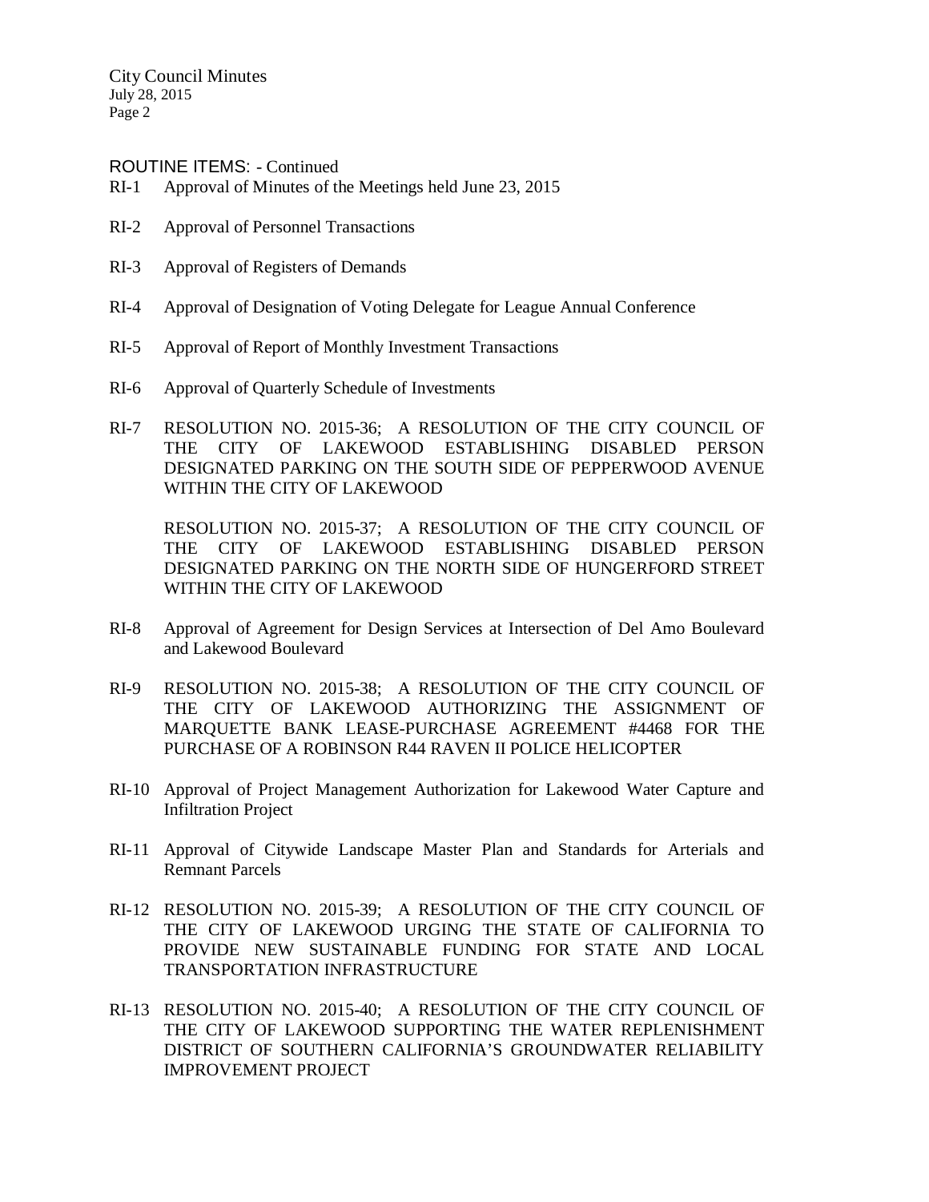ROUTINE ITEMS: - Continued

RI-1 Approval of Minutes of the Meetings held June 23, 2015

RI-2 Approval of Personnel Transactions

RI-3 Approval of Registers of Demands

RI-4 Approval of Designation of Voting Delegate for League Annual Conference

RI-5 Approval of Report of Monthly Investment Transactions

RI-6 Approval of Quarterly Schedule of Investments

RI-7 RESOLUTION NO. 2015-36; A RESOLUTION OF THE CITY COUNCIL OF THE CITY OF LAKEWOOD ESTABLISHING DISABLED PERSON DESIGNATED PARKING ON THE SOUTH SIDE OF PEPPERWOOD AVENUE WITHIN THE CITY OF LAKEWOOD

RESOLUTION NO. 2015-37; A RESOLUTION OF THE CITY COUNCIL OF THE CITY OF LAKEWOOD ESTABLISHING DISABLED PERSON DESIGNATED PARKING ON THE NORTH SIDE OF HUNGERFORD STREET WITHIN THE CITY OF LAKEWOOD

RI-8 Approval of Agreement for Design Services at Intersection of Del Amo Boulevard and Lakewood Boulevard

RI-9 RESOLUTION NO. 2015-38; A RESOLUTION OF THE CITY COUNCIL OF THE CITY OF LAKEWOOD AUTHORIZING THE ASSIGNMENT OF MARQUETTE BANK LEASE-PURCHASE AGREEMENT #4468 FOR THE PURCHASE OF A ROBINSON R44 RAVEN II POLICE HELICOPTER

RI-10 Approval of Project Management Authorization for Lakewood Water Capture and Infiltration Project

RI-11 Approval of Citywide Landscape Master Plan and Standards for Arterials and Remnant Parcels

RI-12 RESOLUTION NO. 2015-39; A RESOLUTION OF THE CITY COUNCIL OF THE CITY OF LAKEWOOD URGING THE STATE OF CALIFORNIA TO PROVIDE NEW SUSTAINABLE FUNDING FOR STATE AND LOCAL TRANSPORTATION INFRASTRUCTURE

RI-13 RESOLUTION NO. 2015-40; A RESOLUTION OF THE CITY COUNCIL OF THE CITY OF LAKEWOOD SUPPORTING THE WATER REPLENISHMENT DISTRICT OF SOUTHERN CALIFORNIA'S GROUNDWATER RELIABILITY IMPROVEMENT PROJECT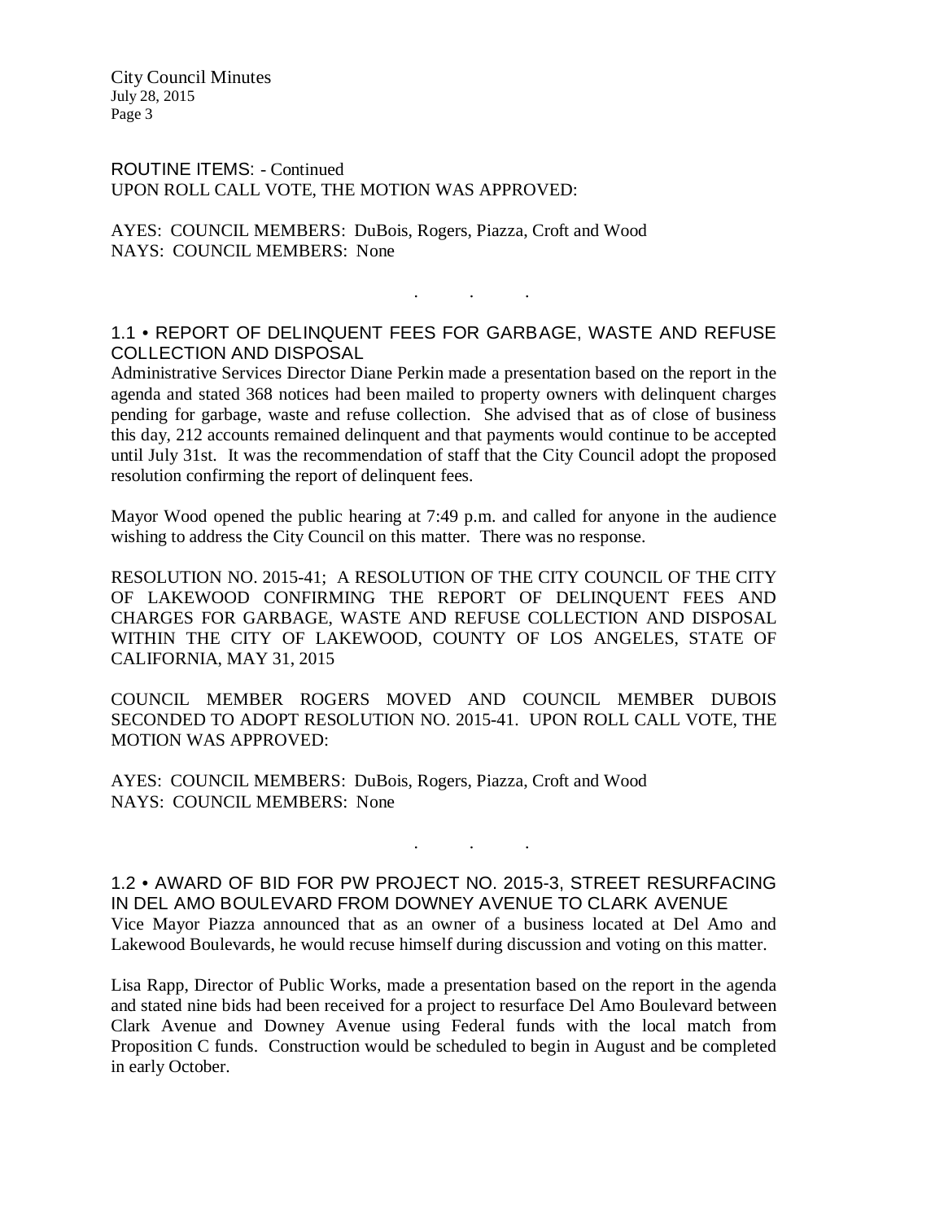ROUTINE ITEMS: - Continued
UPON ROLL CALL VOTE, THE MOTION WAS APPROVED:

AYES: COUNCIL MEMBERS: DuBois, Rogers, Piazza, Croft and Wood
NAYS: COUNCIL MEMBERS: None

. . .

## 1.1 • REPORT OF DELINQUENT FEES FOR GARBAGE, WASTE AND REFUSE COLLECTION AND DISPOSAL

Administrative Services Director Diane Perkin made a presentation based on the report in the agenda and stated 368 notices had been mailed to property owners with delinquent charges pending for garbage, waste and refuse collection. She advised that as of close of business this day, 212 accounts remained delinquent and that payments would continue to be accepted until July 31st. It was the recommendation of staff that the City Council adopt the proposed resolution confirming the report of delinquent fees.

Mayor Wood opened the public hearing at 7:49 p.m. and called for anyone in the audience wishing to address the City Council on this matter. There was no response.

RESOLUTION NO. 2015-41; A RESOLUTION OF THE CITY COUNCIL OF THE CITY OF LAKEWOOD CONFIRMING THE REPORT OF DELINQUENT FEES AND CHARGES FOR GARBAGE, WASTE AND REFUSE COLLECTION AND DISPOSAL WITHIN THE CITY OF LAKEWOOD, COUNTY OF LOS ANGELES, STATE OF CALIFORNIA, MAY 31, 2015

COUNCIL MEMBER ROGERS MOVED AND COUNCIL MEMBER DUBOIS SECONDED TO ADOPT RESOLUTION NO. 2015-41. UPON ROLL CALL VOTE, THE MOTION WAS APPROVED:

AYES: COUNCIL MEMBERS: DuBois, Rogers, Piazza, Croft and Wood
NAYS: COUNCIL MEMBERS: None

. . .

## 1.2 • AWARD OF BID FOR PW PROJECT NO. 2015-3, STREET RESURFACING IN DEL AMO BOULEVARD FROM DOWNEY AVENUE TO CLARK AVENUE

Vice Mayor Piazza announced that as an owner of a business located at Del Amo and Lakewood Boulevards, he would recuse himself during discussion and voting on this matter.

Lisa Rapp, Director of Public Works, made a presentation based on the report in the agenda and stated nine bids had been received for a project to resurface Del Amo Boulevard between Clark Avenue and Downey Avenue using Federal funds with the local match from Proposition C funds. Construction would be scheduled to begin in August and be completed in early October.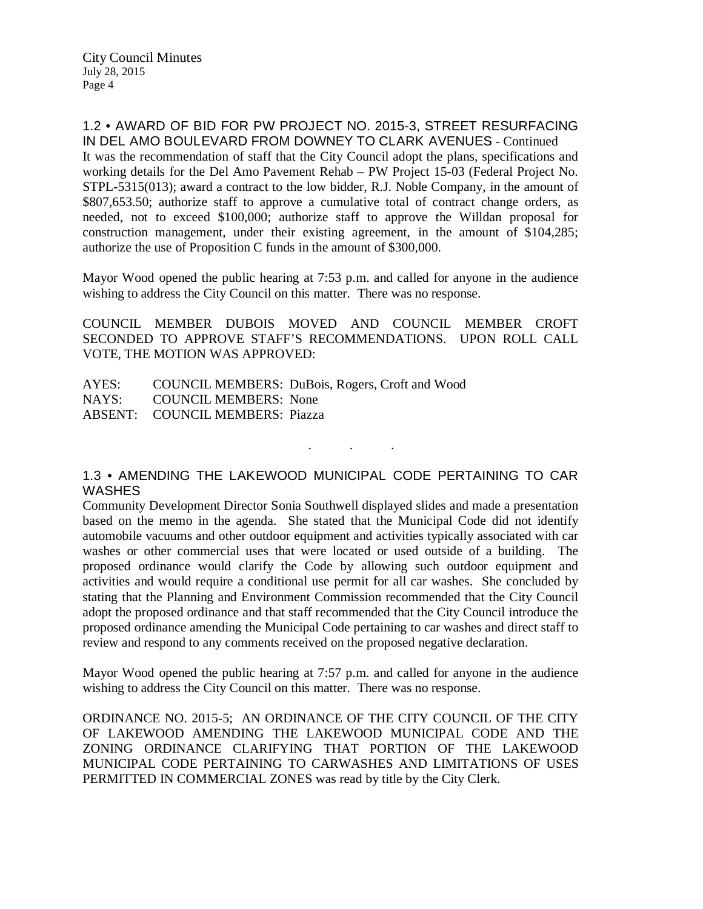1.2 • AWARD OF BID FOR PW PROJECT NO. 2015-3, STREET RESURFACING IN DEL AMO BOULEVARD FROM DOWNEY TO CLARK AVENUES - Continued

It was the recommendation of staff that the City Council adopt the plans, specifications and working details for the Del Amo Pavement Rehab – PW Project 15-03 (Federal Project No. STPL-5315(013); award a contract to the low bidder, R.J. Noble Company, in the amount of $807,653.50; authorize staff to approve a cumulative total of contract change orders, as needed, not to exceed $100,000; authorize staff to approve the Willdan proposal for construction management, under their existing agreement, in the amount of $104,285; authorize the use of Proposition C funds in the amount of $300,000.

Mayor Wood opened the public hearing at 7:53 p.m. and called for anyone in the audience wishing to address the City Council on this matter. There was no response.

COUNCIL MEMBER DUBOIS MOVED AND COUNCIL MEMBER CROFT SECONDED TO APPROVE STAFF'S RECOMMENDATIONS. UPON ROLL CALL VOTE, THE MOTION WAS APPROVED:

AYES: COUNCIL MEMBERS: DuBois, Rogers, Croft and Wood
NAYS: COUNCIL MEMBERS: None
ABSENT: COUNCIL MEMBERS: Piazza

. . .

1.3 • AMENDING THE LAKEWOOD MUNICIPAL CODE PERTAINING TO CAR WASHES

Community Development Director Sonia Southwell displayed slides and made a presentation based on the memo in the agenda. She stated that the Municipal Code did not identify automobile vacuums and other outdoor equipment and activities typically associated with car washes or other commercial uses that were located or used outside of a building. The proposed ordinance would clarify the Code by allowing such outdoor equipment and activities and would require a conditional use permit for all car washes. She concluded by stating that the Planning and Environment Commission recommended that the City Council adopt the proposed ordinance and that staff recommended that the City Council introduce the proposed ordinance amending the Municipal Code pertaining to car washes and direct staff to review and respond to any comments received on the proposed negative declaration.

Mayor Wood opened the public hearing at 7:57 p.m. and called for anyone in the audience wishing to address the City Council on this matter. There was no response.

ORDINANCE NO. 2015-5; AN ORDINANCE OF THE CITY COUNCIL OF THE CITY OF LAKEWOOD AMENDING THE LAKEWOOD MUNICIPAL CODE AND THE ZONING ORDINANCE CLARIFYING THAT PORTION OF THE LAKEWOOD MUNICIPAL CODE PERTAINING TO CARWASHES AND LIMITATIONS OF USES PERMITTED IN COMMERCIAL ZONES was read by title by the City Clerk.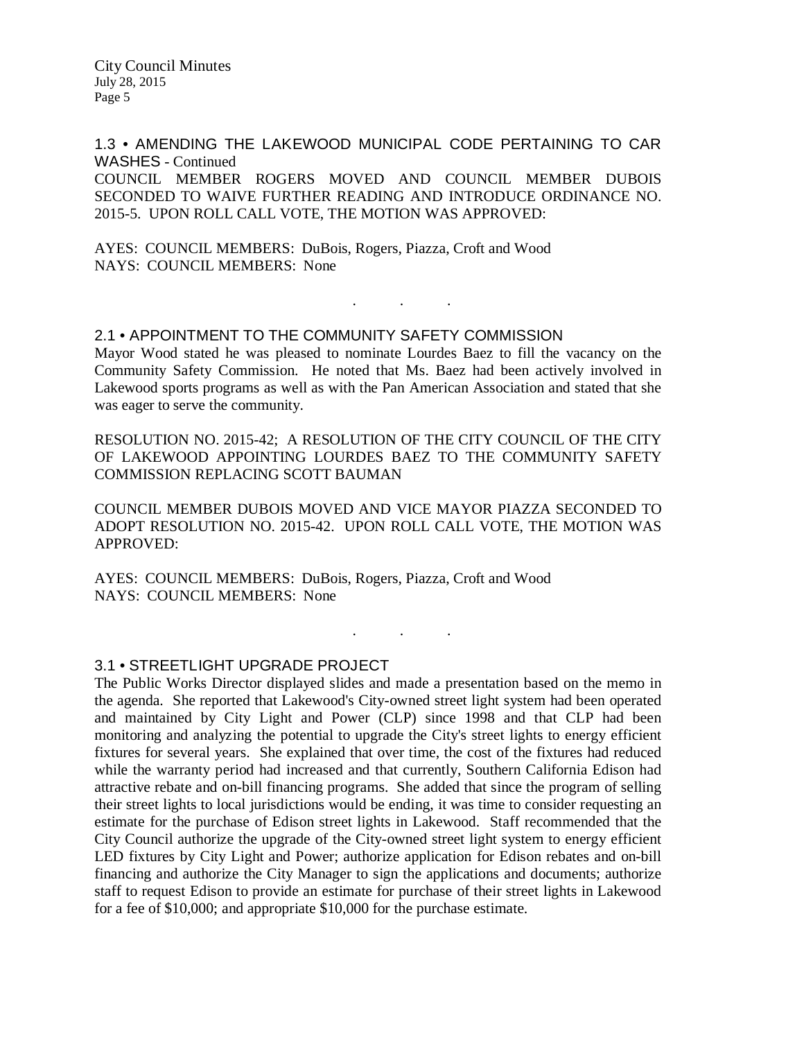### 1.3 • AMENDING THE LAKEWOOD MUNICIPAL CODE PERTAINING TO CAR WASHES - Continued

COUNCIL MEMBER ROGERS MOVED AND COUNCIL MEMBER DUBOIS SECONDED TO WAIVE FURTHER READING AND INTRODUCE ORDINANCE NO. 2015-5. UPON ROLL CALL VOTE, THE MOTION WAS APPROVED:

AYES: COUNCIL MEMBERS: DuBois, Rogers, Piazza, Croft and Wood
NAYS: COUNCIL MEMBERS: None

. . .

### 2.1 • APPOINTMENT TO THE COMMUNITY SAFETY COMMISSION

Mayor Wood stated he was pleased to nominate Lourdes Baez to fill the vacancy on the Community Safety Commission. He noted that Ms. Baez had been actively involved in Lakewood sports programs as well as with the Pan American Association and stated that she was eager to serve the community.

RESOLUTION NO. 2015-42; A RESOLUTION OF THE CITY COUNCIL OF THE CITY OF LAKEWOOD APPOINTING LOURDES BAEZ TO THE COMMUNITY SAFETY COMMISSION REPLACING SCOTT BAUMAN

COUNCIL MEMBER DUBOIS MOVED AND VICE MAYOR PIAZZA SECONDED TO ADOPT RESOLUTION NO. 2015-42. UPON ROLL CALL VOTE, THE MOTION WAS APPROVED:

AYES: COUNCIL MEMBERS: DuBois, Rogers, Piazza, Croft and Wood
NAYS: COUNCIL MEMBERS: None

. . .

### 3.1 • STREETLIGHT UPGRADE PROJECT

The Public Works Director displayed slides and made a presentation based on the memo in the agenda. She reported that Lakewood's City-owned street light system had been operated and maintained by City Light and Power (CLP) since 1998 and that CLP had been monitoring and analyzing the potential to upgrade the City's street lights to energy efficient fixtures for several years. She explained that over time, the cost of the fixtures had reduced while the warranty period had increased and that currently, Southern California Edison had attractive rebate and on-bill financing programs. She added that since the program of selling their street lights to local jurisdictions would be ending, it was time to consider requesting an estimate for the purchase of Edison street lights in Lakewood. Staff recommended that the City Council authorize the upgrade of the City-owned street light system to energy efficient LED fixtures by City Light and Power; authorize application for Edison rebates and on-bill financing and authorize the City Manager to sign the applications and documents; authorize staff to request Edison to provide an estimate for purchase of their street lights in Lakewood for a fee of $10,000; and appropriate $10,000 for the purchase estimate.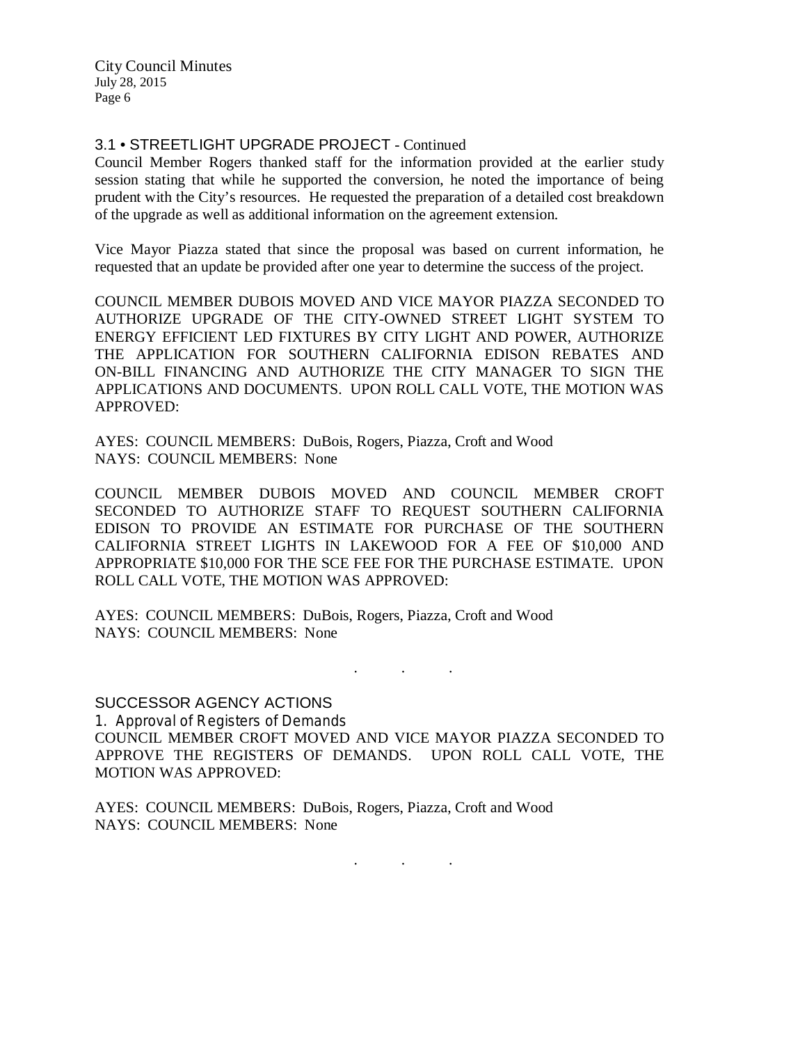### 3.1 • STREETLIGHT UPGRADE PROJECT - Continued

Council Member Rogers thanked staff for the information provided at the earlier study session stating that while he supported the conversion, he noted the importance of being prudent with the City's resources. He requested the preparation of a detailed cost breakdown of the upgrade as well as additional information on the agreement extension.

Vice Mayor Piazza stated that since the proposal was based on current information, he requested that an update be provided after one year to determine the success of the project.

COUNCIL MEMBER DUBOIS MOVED AND VICE MAYOR PIAZZA SECONDED TO AUTHORIZE UPGRADE OF THE CITY-OWNED STREET LIGHT SYSTEM TO ENERGY EFFICIENT LED FIXTURES BY CITY LIGHT AND POWER, AUTHORIZE THE APPLICATION FOR SOUTHERN CALIFORNIA EDISON REBATES AND ON-BILL FINANCING AND AUTHORIZE THE CITY MANAGER TO SIGN THE APPLICATIONS AND DOCUMENTS. UPON ROLL CALL VOTE, THE MOTION WAS APPROVED:

AYES: COUNCIL MEMBERS: DuBois, Rogers, Piazza, Croft and Wood
NAYS: COUNCIL MEMBERS: None

COUNCIL MEMBER DUBOIS MOVED AND COUNCIL MEMBER CROFT SECONDED TO AUTHORIZE STAFF TO REQUEST SOUTHERN CALIFORNIA EDISON TO PROVIDE AN ESTIMATE FOR PURCHASE OF THE SOUTHERN CALIFORNIA STREET LIGHTS IN LAKEWOOD FOR A FEE OF $10,000 AND APPROPRIATE $10,000 FOR THE SCE FEE FOR THE PURCHASE ESTIMATE. UPON ROLL CALL VOTE, THE MOTION WAS APPROVED:

AYES: COUNCIL MEMBERS: DuBois, Rogers, Piazza, Croft and Wood
NAYS: COUNCIL MEMBERS: None

. . .

## SUCCESSOR AGENCY ACTIONS

1. Approval of Registers of Demands

COUNCIL MEMBER CROFT MOVED AND VICE MAYOR PIAZZA SECONDED TO APPROVE THE REGISTERS OF DEMANDS. UPON ROLL CALL VOTE, THE MOTION WAS APPROVED:

AYES: COUNCIL MEMBERS: DuBois, Rogers, Piazza, Croft and Wood
NAYS: COUNCIL MEMBERS: None

. . .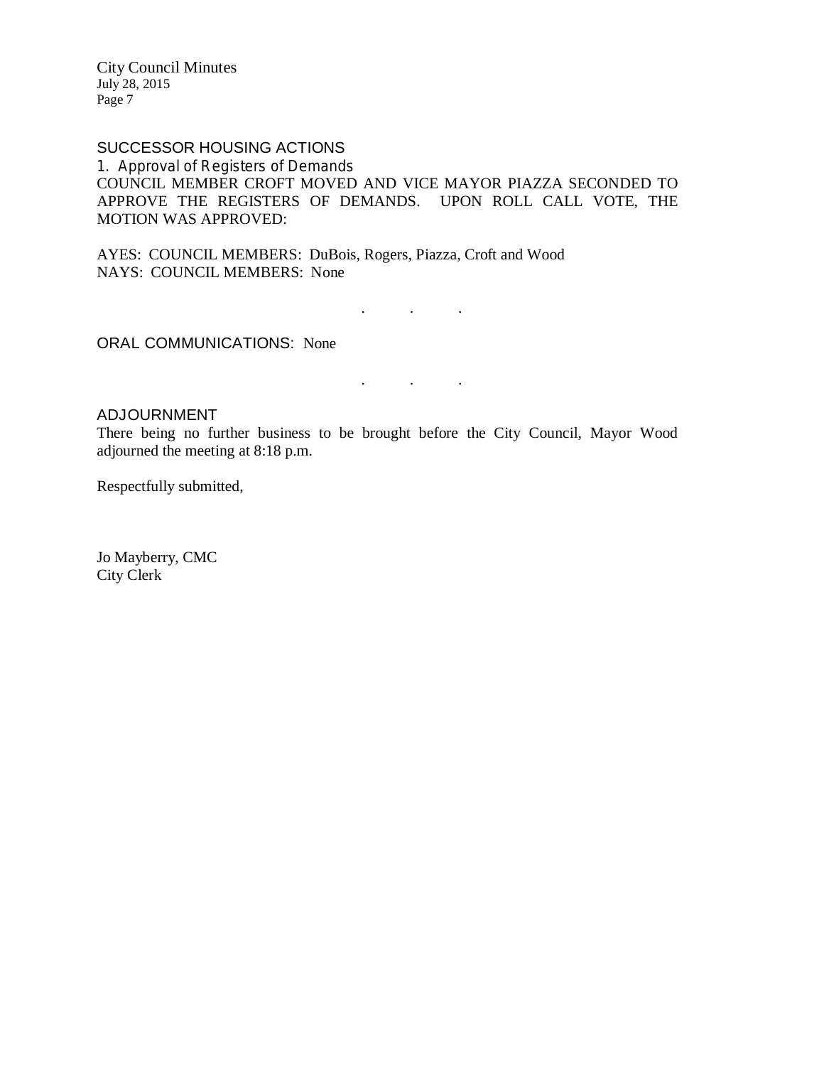## SUCCESSOR HOUSING ACTIONS

### 1. Approval of Registers of Demands

COUNCIL MEMBER CROFT MOVED AND VICE MAYOR PIAZZA SECONDED TO APPROVE THE REGISTERS OF DEMANDS. UPON ROLL CALL VOTE, THE MOTION WAS APPROVED:

AYES: COUNCIL MEMBERS: DuBois, Rogers, Piazza, Croft and Wood
NAYS: COUNCIL MEMBERS: None

. . .

## ORAL COMMUNICATIONS: None

. . .

## ADJOURNMENT

There being no further business to be brought before the City Council, Mayor Wood adjourned the meeting at 8:18 p.m.

Respectfully submitted,

Jo Mayberry, CMC
City Clerk